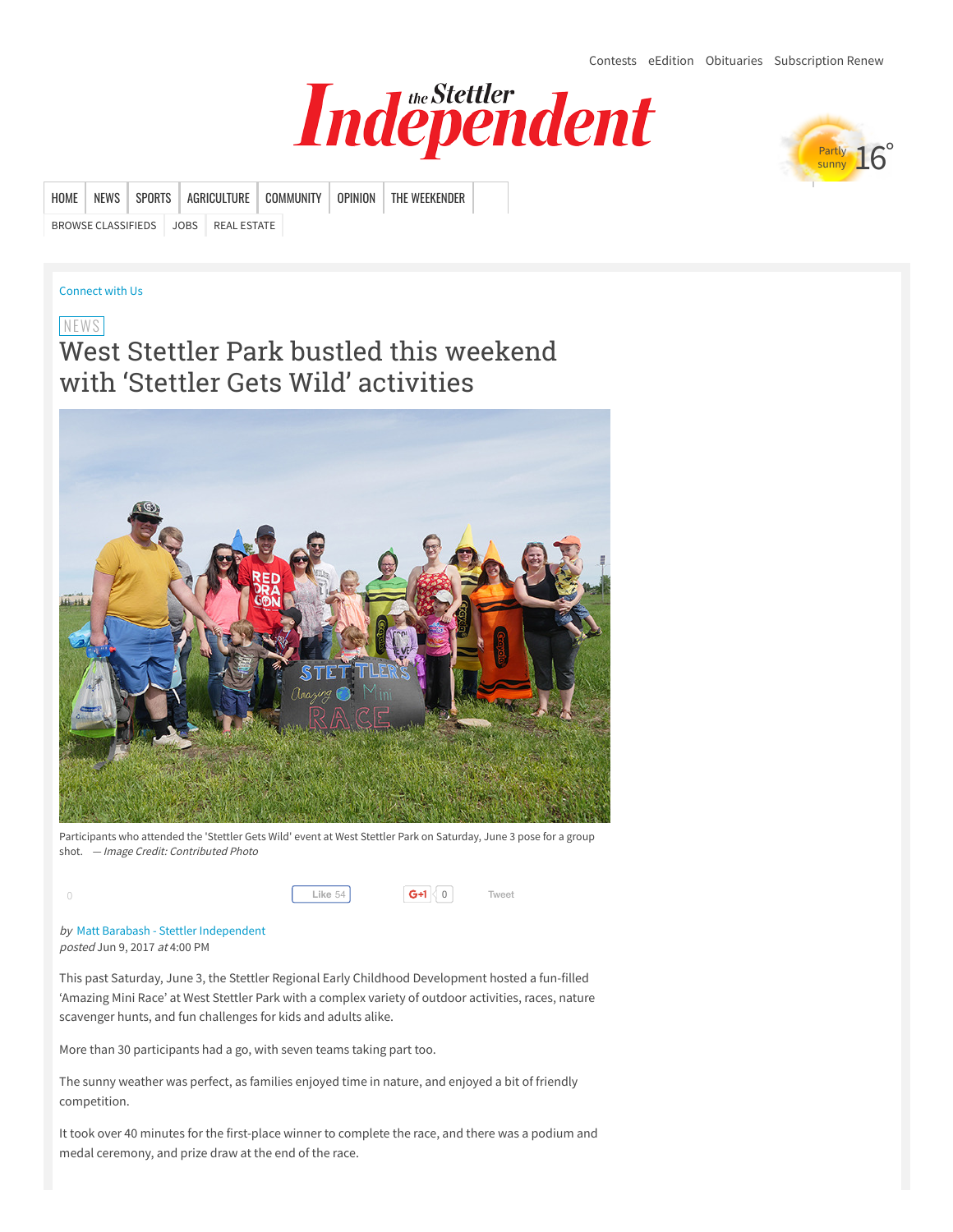Contests eEdition Obituaries Subscription Renew

# the Stettler Independent

Partly sunny 16°

HOME NEWS SPORTS AGRICULTURE COMMUNITY OPINION THE WEEKENDER

BROWSE CLASSIFIEDS JOBS REAL ESTATE

Connect with Us

NEWS

## West Stettler Park bustled this weekend with 'Stettler Gets Wild' activities

Participants who attended the 'Stettler Gets Wild' event at West Stettler Park on Saturday, June 3 pose for a group shot. — *Image Credit: Contributed Photo*

0 Like 54 G+1 0 Tweet

*by* Matt Barabash - Stettler Independent
*posted* Jun 9, 2017 *at* 4:00 PM

This past Saturday, June 3, the Stettler Regional Early Childhood Development hosted a fun-filled 'Amazing Mini Race' at West Stettler Park with a complex variety of outdoor activities, races, nature scavenger hunts, and fun challenges for kids and adults alike.

More than 30 participants had a go, with seven teams taking part too.

The sunny weather was perfect, as families enjoyed time in nature, and enjoyed a bit of friendly competition.

It took over 40 minutes for the first-place winner to complete the race, and there was a podium and medal ceremony, and prize draw at the end of the race.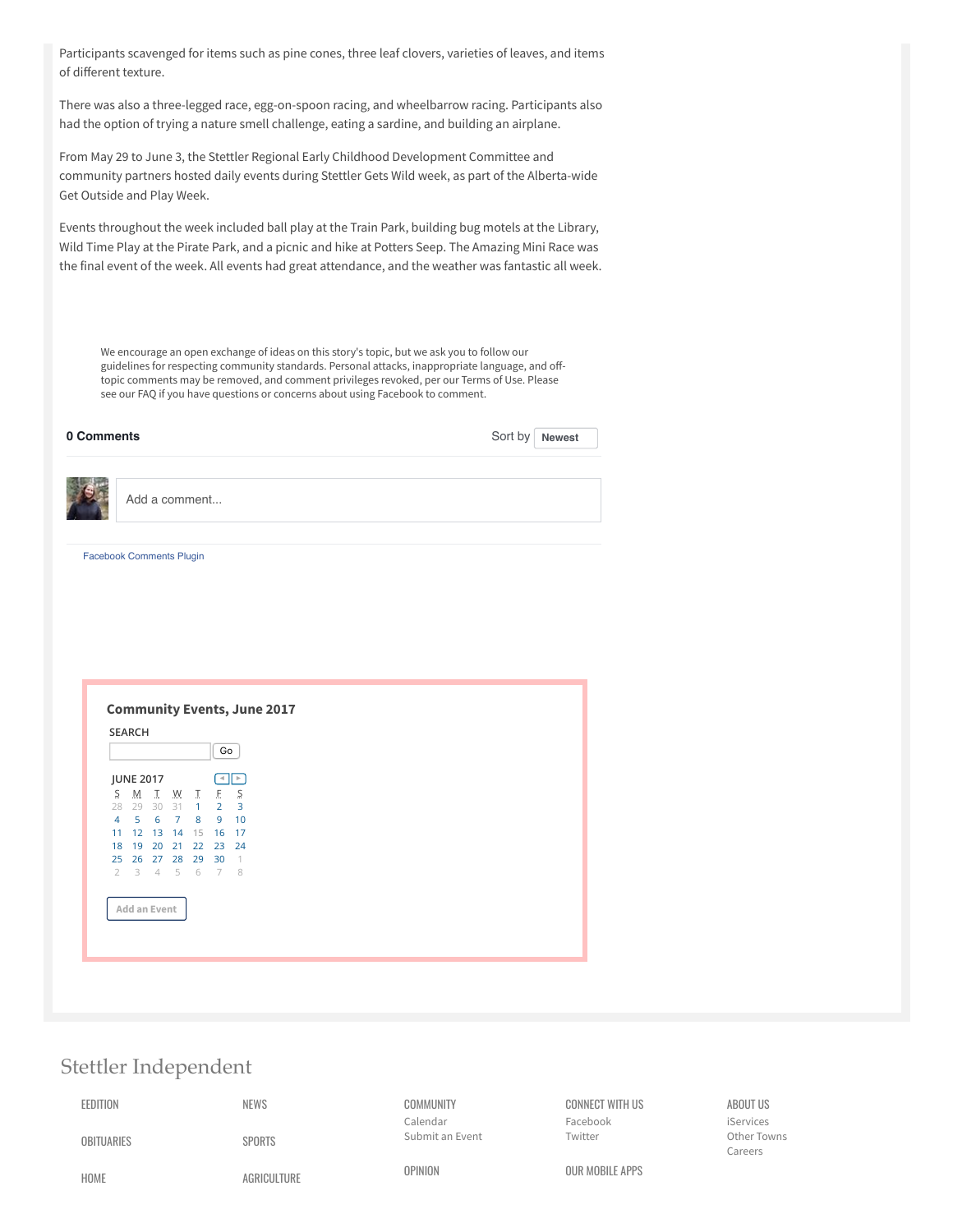Participants scavenged for items such as pine cones, three leaf clovers, varieties of leaves, and items of different texture.

There was also a three-legged race, egg-on-spoon racing, and wheelbarrow racing. Participants also had the option of trying a nature smell challenge, eating a sardine, and building an airplane.

From May 29 to June 3, the Stettler Regional Early Childhood Development Committee and community partners hosted daily events during Stettler Gets Wild week, as part of the Alberta-wide Get Outside and Play Week.

Events throughout the week included ball play at the Train Park, building bug motels at the Library, Wild Time Play at the Pirate Park, and a picnic and hike at Potters Seep. The Amazing Mini Race was the final event of the week. All events had great attendance, and the weather was fantastic all week.

We encourage an open exchange of ideas on this story's topic, but we ask you to follow our guidelines for respecting community standards. Personal attacks, inappropriate language, and off-topic comments may be removed, and comment privileges revoked, per our Terms of Use. Please see our FAQ if you have questions or concerns about using Facebook to comment.

**0 Comments** Sort by **Newest**

Add a comment...

Facebook Comments Plugin

**Community Events, June 2017**

SEARCH

Go

JUNE 2017

| S | M | T | W | T | F | S |
|---|---|---|---|---|---|---|
| 28 | 29 | 30 | 31 | 1 | 2 | 3 |
| 4 | 5 | 6 | 7 | 8 | 9 | 10 |
| 11 | 12 | 13 | 14 | 15 | 16 | 17 |
| 18 | 19 | 20 | 21 | 22 | 23 | 24 |
| 25 | 26 | 27 | 28 | 29 | 30 | 1 |
| 2 | 3 | 4 | 5 | 6 | 7 | 8 |

Add an Event

Stettler Independent

EEDITION
OBITUARIES
HOME
NEWS
SPORTS
AGRICULTURE
COMMUNITY
Calendar
Submit an Event
OPINION
CONNECT WITH US
Facebook
Twitter
OUR MOBILE APPS
ABOUT US
iServices
Other Towns
Careers